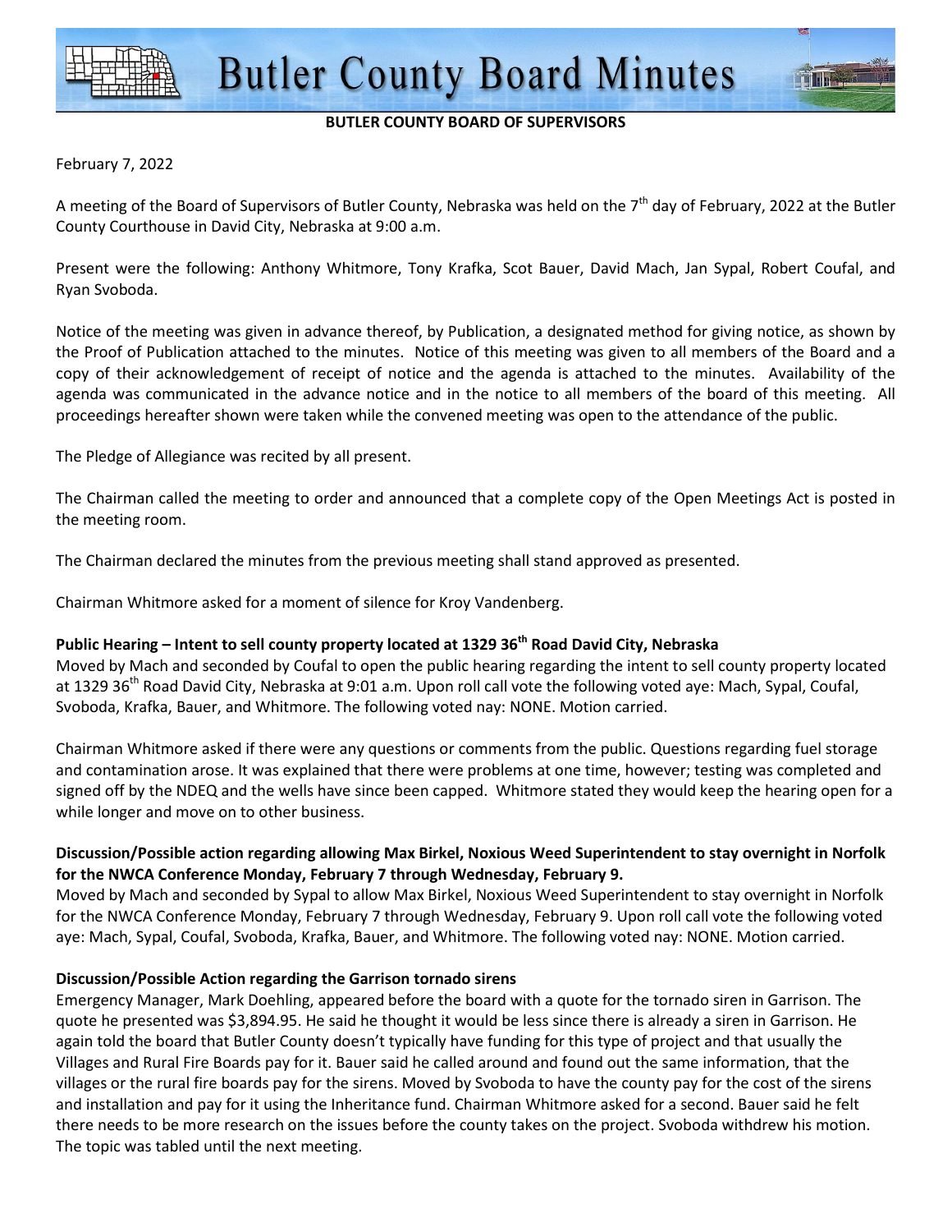# Butler County Board Minutes

**BUTLER COUNTY BOARD OF SUPERVISORS**

February 7, 2022

A meeting of the Board of Supervisors of Butler County, Nebraska was held on the 7th day of February, 2022 at the Butler County Courthouse in David City, Nebraska at 9:00 a.m.

Present were the following: Anthony Whitmore, Tony Krafka, Scot Bauer, David Mach, Jan Sypal, Robert Coufal, and Ryan Svoboda.

Notice of the meeting was given in advance thereof, by Publication, a designated method for giving notice, as shown by the Proof of Publication attached to the minutes. Notice of this meeting was given to all members of the Board and a copy of their acknowledgement of receipt of notice and the agenda is attached to the minutes. Availability of the agenda was communicated in the advance notice and in the notice to all members of the board of this meeting. All proceedings hereafter shown were taken while the convened meeting was open to the attendance of the public.

The Pledge of Allegiance was recited by all present.

The Chairman called the meeting to order and announced that a complete copy of the Open Meetings Act is posted in the meeting room.

The Chairman declared the minutes from the previous meeting shall stand approved as presented.

Chairman Whitmore asked for a moment of silence for Kroy Vandenberg.

**Public Hearing – Intent to sell county property located at 1329 36th Road David City, Nebraska**

Moved by Mach and seconded by Coufal to open the public hearing regarding the intent to sell county property located at 1329 36th Road David City, Nebraska at 9:01 a.m. Upon roll call vote the following voted aye: Mach, Sypal, Coufal, Svoboda, Krafka, Bauer, and Whitmore. The following voted nay: NONE. Motion carried.

Chairman Whitmore asked if there were any questions or comments from the public. Questions regarding fuel storage and contamination arose. It was explained that there were problems at one time, however; testing was completed and signed off by the NDEQ and the wells have since been capped. Whitmore stated they would keep the hearing open for a while longer and move on to other business.

**Discussion/Possible action regarding allowing Max Birkel, Noxious Weed Superintendent to stay overnight in Norfolk for the NWCA Conference Monday, February 7 through Wednesday, February 9.**

Moved by Mach and seconded by Sypal to allow Max Birkel, Noxious Weed Superintendent to stay overnight in Norfolk for the NWCA Conference Monday, February 7 through Wednesday, February 9. Upon roll call vote the following voted aye: Mach, Sypal, Coufal, Svoboda, Krafka, Bauer, and Whitmore. The following voted nay: NONE. Motion carried.

**Discussion/Possible Action regarding the Garrison tornado sirens**

Emergency Manager, Mark Doehling, appeared before the board with a quote for the tornado siren in Garrison. The quote he presented was $3,894.95. He said he thought it would be less since there is already a siren in Garrison. He again told the board that Butler County doesn't typically have funding for this type of project and that usually the Villages and Rural Fire Boards pay for it. Bauer said he called around and found out the same information, that the villages or the rural fire boards pay for the sirens. Moved by Svoboda to have the county pay for the cost of the sirens and installation and pay for it using the Inheritance fund. Chairman Whitmore asked for a second. Bauer said he felt there needs to be more research on the issues before the county takes on the project. Svoboda withdrew his motion. The topic was tabled until the next meeting.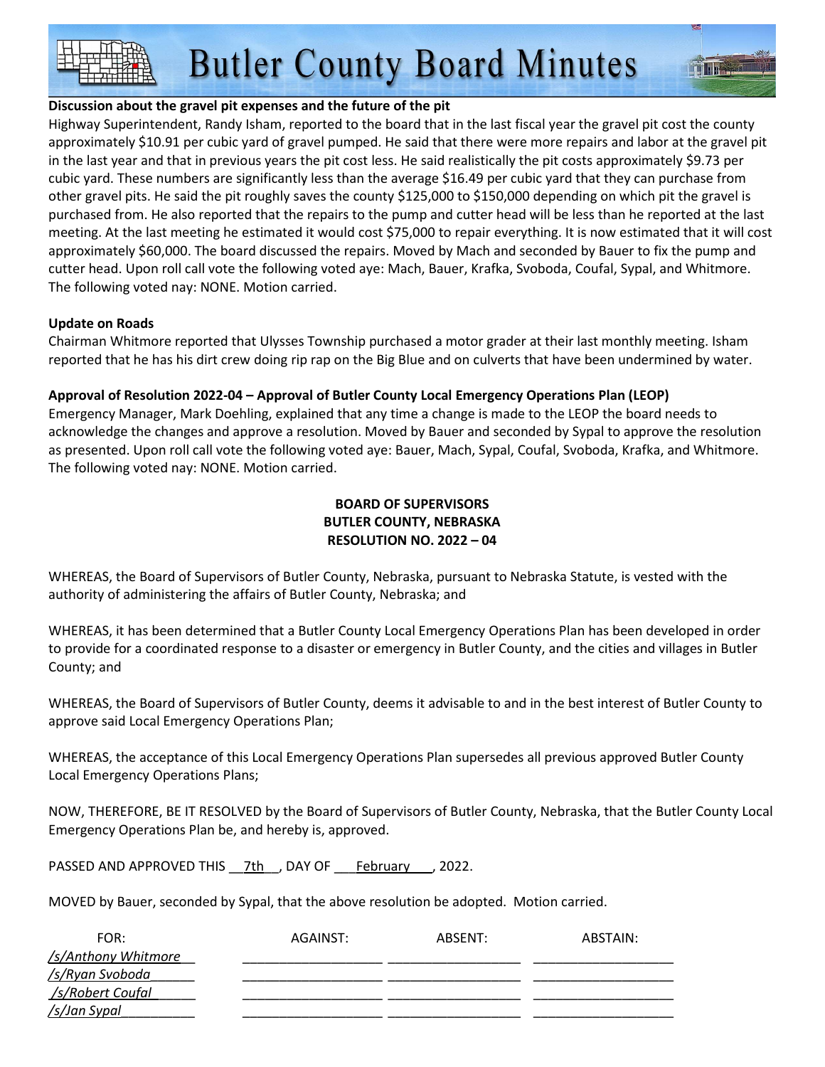**Discussion about the gravel pit expenses and the future of the pit**

Highway Superintendent, Randy Isham, reported to the board that in the last fiscal year the gravel pit cost the county approximately $10.91 per cubic yard of gravel pumped. He said that there were more repairs and labor at the gravel pit in the last year and that in previous years the pit cost less. He said realistically the pit costs approximately $9.73 per cubic yard. These numbers are significantly less than the average $16.49 per cubic yard that they can purchase from other gravel pits. He said the pit roughly saves the county $125,000 to $150,000 depending on which pit the gravel is purchased from. He also reported that the repairs to the pump and cutter head will be less than he reported at the last meeting. At the last meeting he estimated it would cost $75,000 to repair everything. It is now estimated that it will cost approximately $60,000. The board discussed the repairs. Moved by Mach and seconded by Bauer to fix the pump and cutter head. Upon roll call vote the following voted aye: Mach, Bauer, Krafka, Svoboda, Coufal, Sypal, and Whitmore. The following voted nay: NONE. Motion carried.

**Update on Roads**

Chairman Whitmore reported that Ulysses Township purchased a motor grader at their last monthly meeting. Isham reported that he has his dirt crew doing rip rap on the Big Blue and on culverts that have been undermined by water.

**Approval of Resolution 2022-04 – Approval of Butler County Local Emergency Operations Plan (LEOP)**

Emergency Manager, Mark Doehling, explained that any time a change is made to the LEOP the board needs to acknowledge the changes and approve a resolution. Moved by Bauer and seconded by Sypal to approve the resolution as presented. Upon roll call vote the following voted aye: Bauer, Mach, Sypal, Coufal, Svoboda, Krafka, and Whitmore. The following voted nay: NONE. Motion carried.

**BOARD OF SUPERVISORS**
**BUTLER COUNTY, NEBRASKA**
**RESOLUTION NO. 2022 – 04**

WHEREAS, the Board of Supervisors of Butler County, Nebraska, pursuant to Nebraska Statute, is vested with the authority of administering the affairs of Butler County, Nebraska; and

WHEREAS, it has been determined that a Butler County Local Emergency Operations Plan has been developed in order to provide for a coordinated response to a disaster or emergency in Butler County, and the cities and villages in Butler County; and

WHEREAS, the Board of Supervisors of Butler County, deems it advisable to and in the best interest of Butler County to approve said Local Emergency Operations Plan;

WHEREAS, the acceptance of this Local Emergency Operations Plan supersedes all previous approved Butler County Local Emergency Operations Plans;

NOW, THEREFORE, BE IT RESOLVED by the Board of Supervisors of Butler County, Nebraska, that the Butler County Local Emergency Operations Plan be, and hereby is, approved.

PASSED AND APPROVED THIS 7th, DAY OF February, 2022.

MOVED by Bauer, seconded by Sypal, that the above resolution be adopted. Motion carried.

| FOR: | AGAINST: | ABSENT: | ABSTAIN: |
|---|---|---|---|
| /s/Anthony Whitmore | | | |
| /s/Ryan Svoboda | | | |
| /s/Robert Coufal | | | |
| /s/Jan Sypal | | | |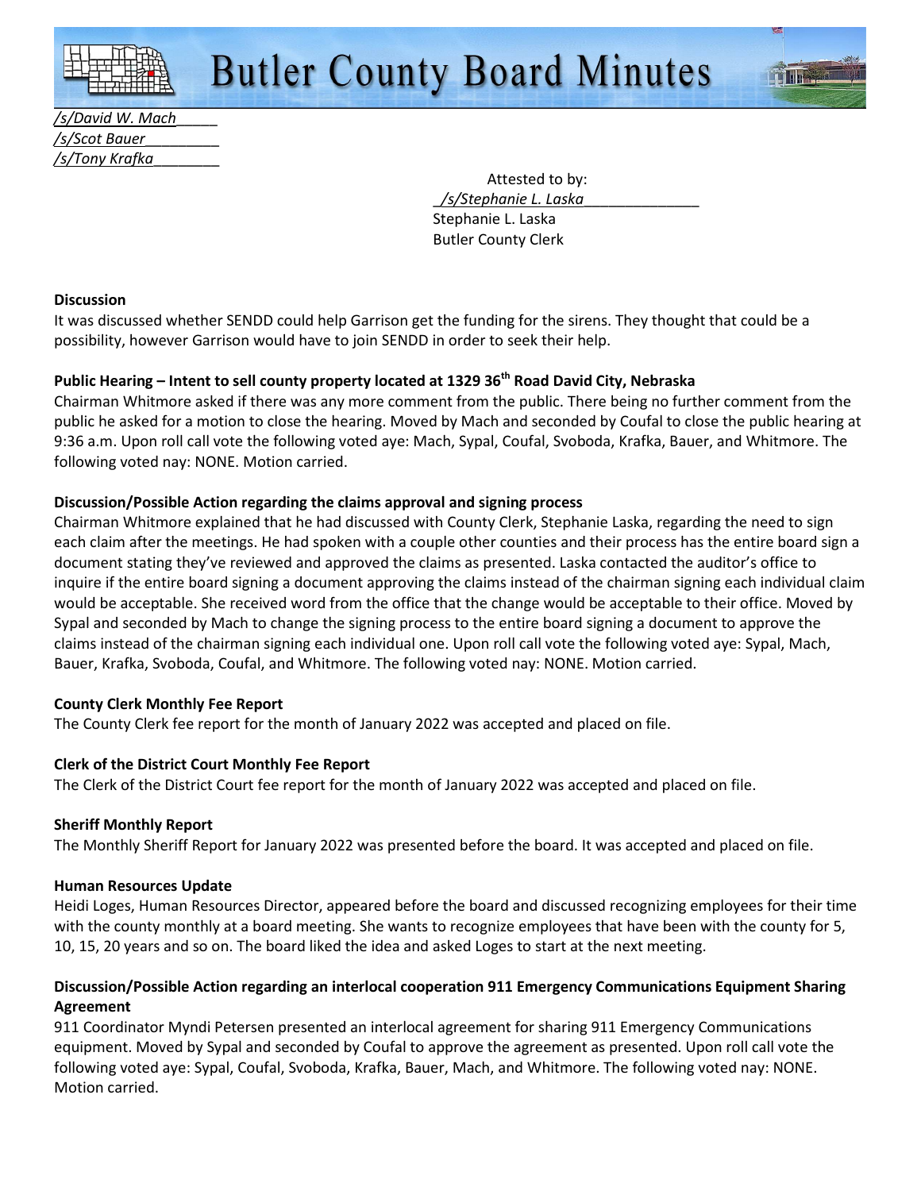/s/David W. Mach_____
/s/Scot Bauer_________
/s/Tony Krafka________

Attested to by:
_/s/Stephanie L. Laska______________
Stephanie L. Laska
Butler County Clerk

**Discussion**

It was discussed whether SENDD could help Garrison get the funding for the sirens. They thought that could be a possibility, however Garrison would have to join SENDD in order to seek their help.

**Public Hearing – Intent to sell county property located at 1329 36th Road David City, Nebraska**

Chairman Whitmore asked if there was any more comment from the public. There being no further comment from the public he asked for a motion to close the hearing. Moved by Mach and seconded by Coufal to close the public hearing at 9:36 a.m. Upon roll call vote the following voted aye: Mach, Sypal, Coufal, Svoboda, Krafka, Bauer, and Whitmore. The following voted nay: NONE. Motion carried.

**Discussion/Possible Action regarding the claims approval and signing process**

Chairman Whitmore explained that he had discussed with County Clerk, Stephanie Laska, regarding the need to sign each claim after the meetings. He had spoken with a couple other counties and their process has the entire board sign a document stating they've reviewed and approved the claims as presented. Laska contacted the auditor's office to inquire if the entire board signing a document approving the claims instead of the chairman signing each individual claim would be acceptable. She received word from the office that the change would be acceptable to their office. Moved by Sypal and seconded by Mach to change the signing process to the entire board signing a document to approve the claims instead of the chairman signing each individual one. Upon roll call vote the following voted aye: Sypal, Mach, Bauer, Krafka, Svoboda, Coufal, and Whitmore. The following voted nay: NONE. Motion carried.

**County Clerk Monthly Fee Report**

The County Clerk fee report for the month of January 2022 was accepted and placed on file.

**Clerk of the District Court Monthly Fee Report**

The Clerk of the District Court fee report for the month of January 2022 was accepted and placed on file.

**Sheriff Monthly Report**

The Monthly Sheriff Report for January 2022 was presented before the board. It was accepted and placed on file.

**Human Resources Update**

Heidi Loges, Human Resources Director, appeared before the board and discussed recognizing employees for their time with the county monthly at a board meeting. She wants to recognize employees that have been with the county for 5, 10, 15, 20 years and so on. The board liked the idea and asked Loges to start at the next meeting.

**Discussion/Possible Action regarding an interlocal cooperation 911 Emergency Communications Equipment Sharing Agreement**

911 Coordinator Myndi Petersen presented an interlocal agreement for sharing 911 Emergency Communications equipment. Moved by Sypal and seconded by Coufal to approve the agreement as presented. Upon roll call vote the following voted aye: Sypal, Coufal, Svoboda, Krafka, Bauer, Mach, and Whitmore. The following voted nay: NONE. Motion carried.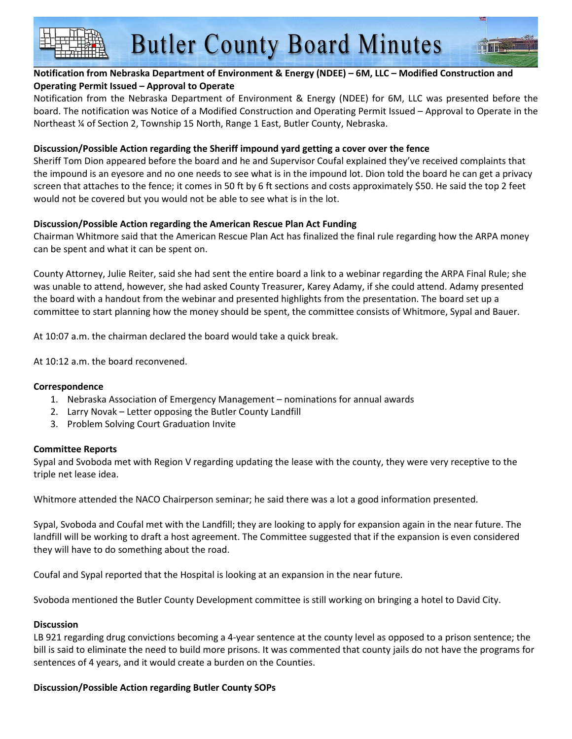**Notification from Nebraska Department of Environment & Energy (NDEE) – 6M, LLC – Modified Construction and Operating Permit Issued – Approval to Operate**

Notification from the Nebraska Department of Environment & Energy (NDEE) for 6M, LLC was presented before the board. The notification was Notice of a Modified Construction and Operating Permit Issued – Approval to Operate in the Northeast ¼ of Section 2, Township 15 North, Range 1 East, Butler County, Nebraska.

**Discussion/Possible Action regarding the Sheriff impound yard getting a cover over the fence**

Sheriff Tom Dion appeared before the board and he and Supervisor Coufal explained they've received complaints that the impound is an eyesore and no one needs to see what is in the impound lot. Dion told the board he can get a privacy screen that attaches to the fence; it comes in 50 ft by 6 ft sections and costs approximately $50. He said the top 2 feet would not be covered but you would not be able to see what is in the lot.

**Discussion/Possible Action regarding the American Rescue Plan Act Funding**

Chairman Whitmore said that the American Rescue Plan Act has finalized the final rule regarding how the ARPA money can be spent and what it can be spent on.

County Attorney, Julie Reiter, said she had sent the entire board a link to a webinar regarding the ARPA Final Rule; she was unable to attend, however, she had asked County Treasurer, Karey Adamy, if she could attend. Adamy presented the board with a handout from the webinar and presented highlights from the presentation. The board set up a committee to start planning how the money should be spent, the committee consists of Whitmore, Sypal and Bauer.

At 10:07 a.m. the chairman declared the board would take a quick break.

At 10:12 a.m. the board reconvened.

**Correspondence**

1. Nebraska Association of Emergency Management – nominations for annual awards
2. Larry Novak – Letter opposing the Butler County Landfill
3. Problem Solving Court Graduation Invite

**Committee Reports**

Sypal and Svoboda met with Region V regarding updating the lease with the county, they were very receptive to the triple net lease idea.

Whitmore attended the NACO Chairperson seminar; he said there was a lot a good information presented.

Sypal, Svoboda and Coufal met with the Landfill; they are looking to apply for expansion again in the near future. The landfill will be working to draft a host agreement. The Committee suggested that if the expansion is even considered they will have to do something about the road.

Coufal and Sypal reported that the Hospital is looking at an expansion in the near future.

Svoboda mentioned the Butler County Development committee is still working on bringing a hotel to David City.

**Discussion**

LB 921 regarding drug convictions becoming a 4-year sentence at the county level as opposed to a prison sentence; the bill is said to eliminate the need to build more prisons. It was commented that county jails do not have the programs for sentences of 4 years, and it would create a burden on the Counties.

**Discussion/Possible Action regarding Butler County SOPs**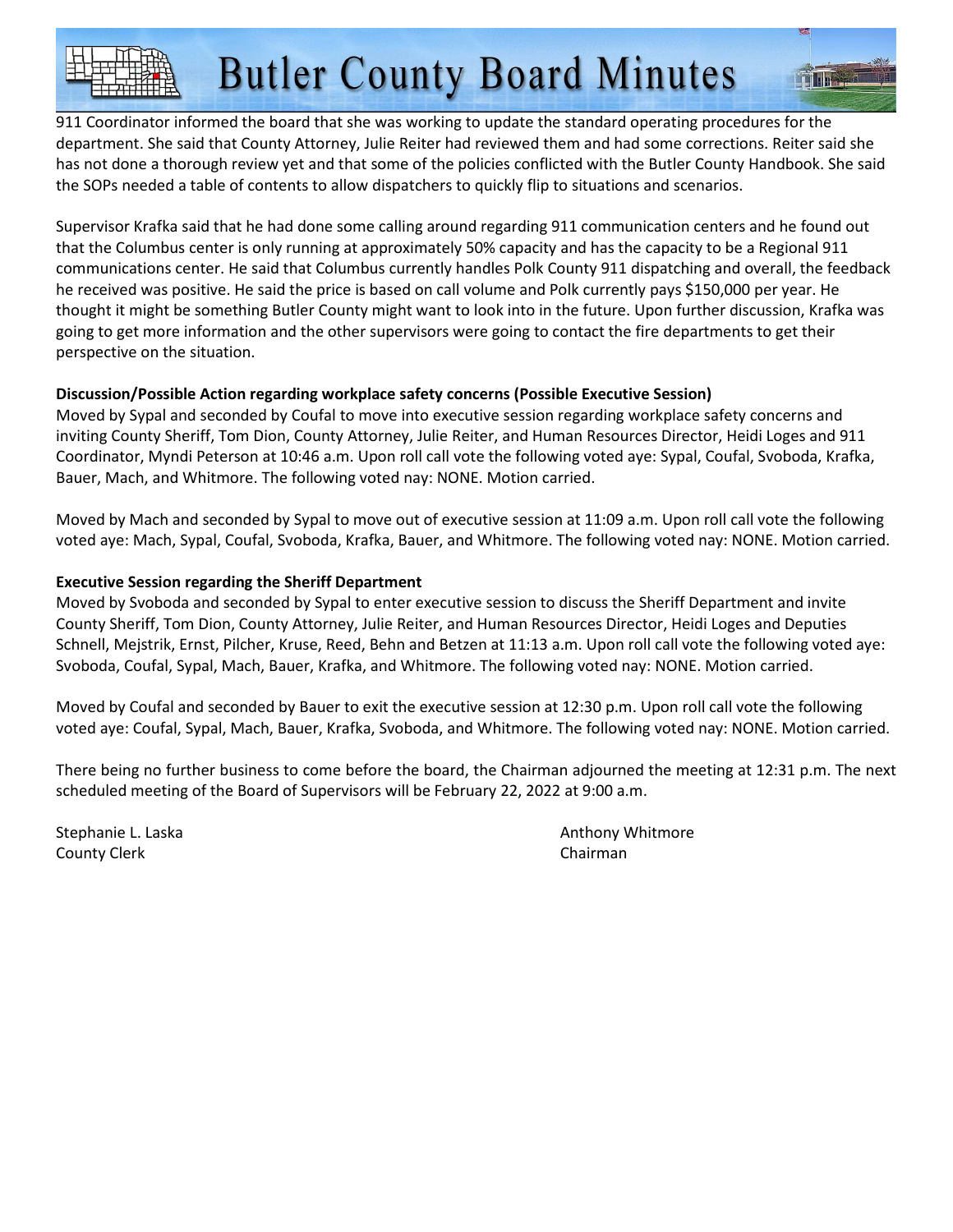911 Coordinator informed the board that she was working to update the standard operating procedures for the department. She said that County Attorney, Julie Reiter had reviewed them and had some corrections. Reiter said she has not done a thorough review yet and that some of the policies conflicted with the Butler County Handbook. She said the SOPs needed a table of contents to allow dispatchers to quickly flip to situations and scenarios.

Supervisor Krafka said that he had done some calling around regarding 911 communication centers and he found out that the Columbus center is only running at approximately 50% capacity and has the capacity to be a Regional 911 communications center. He said that Columbus currently handles Polk County 911 dispatching and overall, the feedback he received was positive. He said the price is based on call volume and Polk currently pays $150,000 per year. He thought it might be something Butler County might want to look into in the future. Upon further discussion, Krafka was going to get more information and the other supervisors were going to contact the fire departments to get their perspective on the situation.

**Discussion/Possible Action regarding workplace safety concerns (Possible Executive Session)**

Moved by Sypal and seconded by Coufal to move into executive session regarding workplace safety concerns and inviting County Sheriff, Tom Dion, County Attorney, Julie Reiter, and Human Resources Director, Heidi Loges and 911 Coordinator, Myndi Peterson at 10:46 a.m. Upon roll call vote the following voted aye: Sypal, Coufal, Svoboda, Krafka, Bauer, Mach, and Whitmore. The following voted nay: NONE. Motion carried.

Moved by Mach and seconded by Sypal to move out of executive session at 11:09 a.m. Upon roll call vote the following voted aye: Mach, Sypal, Coufal, Svoboda, Krafka, Bauer, and Whitmore. The following voted nay: NONE. Motion carried.

**Executive Session regarding the Sheriff Department**

Moved by Svoboda and seconded by Sypal to enter executive session to discuss the Sheriff Department and invite County Sheriff, Tom Dion, County Attorney, Julie Reiter, and Human Resources Director, Heidi Loges and Deputies Schnell, Mejstrik, Ernst, Pilcher, Kruse, Reed, Behn and Betzen at 11:13 a.m. Upon roll call vote the following voted aye: Svoboda, Coufal, Sypal, Mach, Bauer, Krafka, and Whitmore. The following voted nay: NONE. Motion carried.

Moved by Coufal and seconded by Bauer to exit the executive session at 12:30 p.m. Upon roll call vote the following voted aye: Coufal, Sypal, Mach, Bauer, Krafka, Svoboda, and Whitmore. The following voted nay: NONE. Motion carried.

There being no further business to come before the board, the Chairman adjourned the meeting at 12:31 p.m. The next scheduled meeting of the Board of Supervisors will be February 22, 2022 at 9:00 a.m.

Stephanie L. Laska
County Clerk

Anthony Whitmore
Chairman